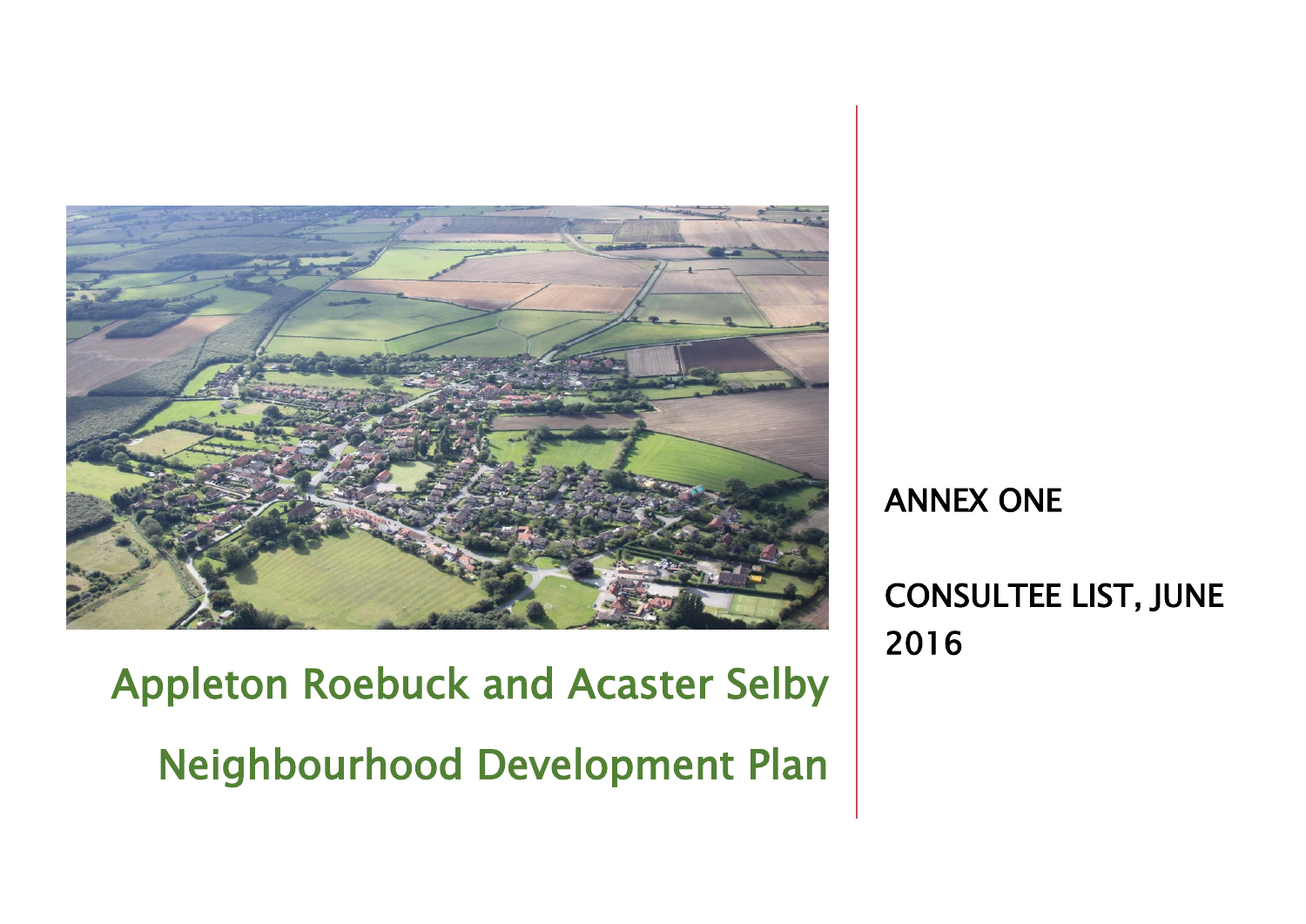# Appleton Roebuck and Acaster Selby

# Neighbourhood Development Plan

## ANNEX ONE

## CONSULTEE LIST, JUNE 2016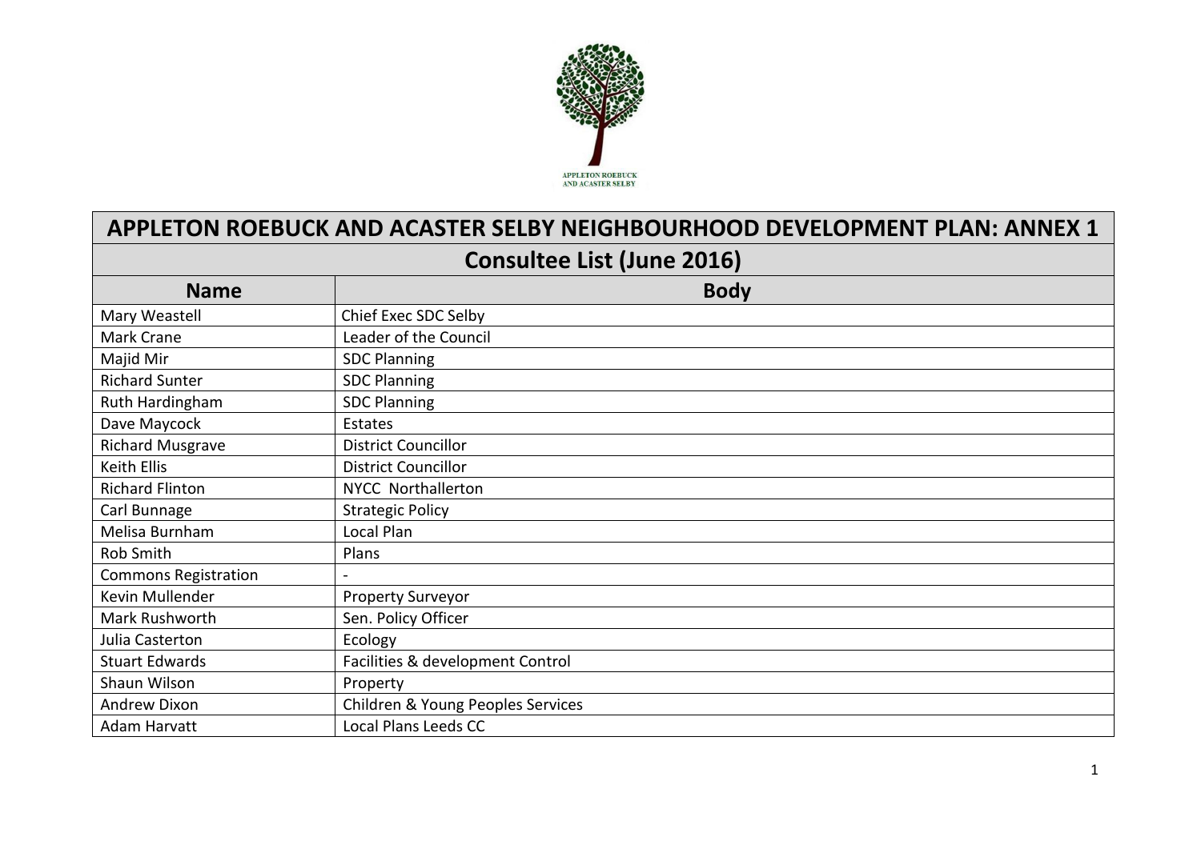APPLETON ROEBUCK AND ACASTER SELBY

| APPLETON ROEBUCK AND ACASTER SELBY NEIGHBOURHOOD DEVELOPMENT PLAN: ANNEX 1 | |
|---|---|
| **Consultee List (June 2016)** | |
| **Name** | **Body** |
| Mary Weastell | Chief Exec SDC Selby |
| Mark Crane | Leader of the Council |
| Majid Mir | SDC Planning |
| Richard Sunter | SDC Planning |
| Ruth Hardingham | SDC Planning |
| Dave Maycock | Estates |
| Richard Musgrave | District Councillor |
| Keith Ellis | District Councillor |
| Richard Flinton | NYCC Northallerton |
| Carl Bunnage | Strategic Policy |
| Melisa Burnham | Local Plan |
| Rob Smith | Plans |
| Commons Registration | - |
| Kevin Mullender | Property Surveyor |
| Mark Rushworth | Sen. Policy Officer |
| Julia Casterton | Ecology |
| Stuart Edwards | Facilities & development Control |
| Shaun Wilson | Property |
| Andrew Dixon | Children & Young Peoples Services |
| Adam Harvatt | Local Plans Leeds CC |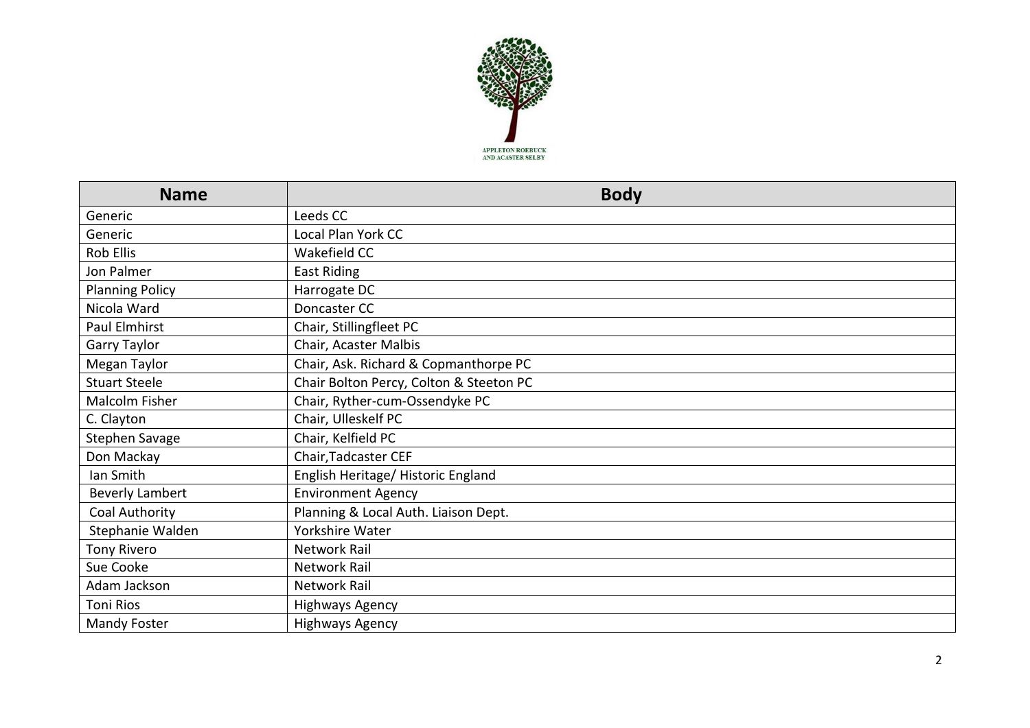| Name | Body |
|---|---|
| Generic | Leeds CC |
| Generic | Local Plan York CC |
| Rob Ellis | Wakefield CC |
| Jon Palmer | East Riding |
| Planning Policy | Harrogate DC |
| Nicola Ward | Doncaster CC |
| Paul Elmhirst | Chair, Stillingfleet PC |
| Garry Taylor | Chair, Acaster Malbis |
| Megan Taylor | Chair, Ask. Richard & Copmanthorpe PC |
| Stuart Steele | Chair Bolton Percy, Colton & Steeton PC |
| Malcolm Fisher | Chair, Ryther-cum-Ossendyke PC |
| C. Clayton | Chair, Ulleskelf PC |
| Stephen Savage | Chair, Kelfield PC |
| Don Mackay | Chair,Tadcaster CEF |
| Ian Smith | English Heritage/ Historic England |
| Beverly Lambert | Environment Agency |
| Coal Authority | Planning & Local Auth. Liaison Dept. |
| Stephanie Walden | Yorkshire Water |
| Tony Rivero | Network Rail |
| Sue Cooke | Network Rail |
| Adam Jackson | Network Rail |
| Toni Rios | Highways Agency |
| Mandy Foster | Highways Agency |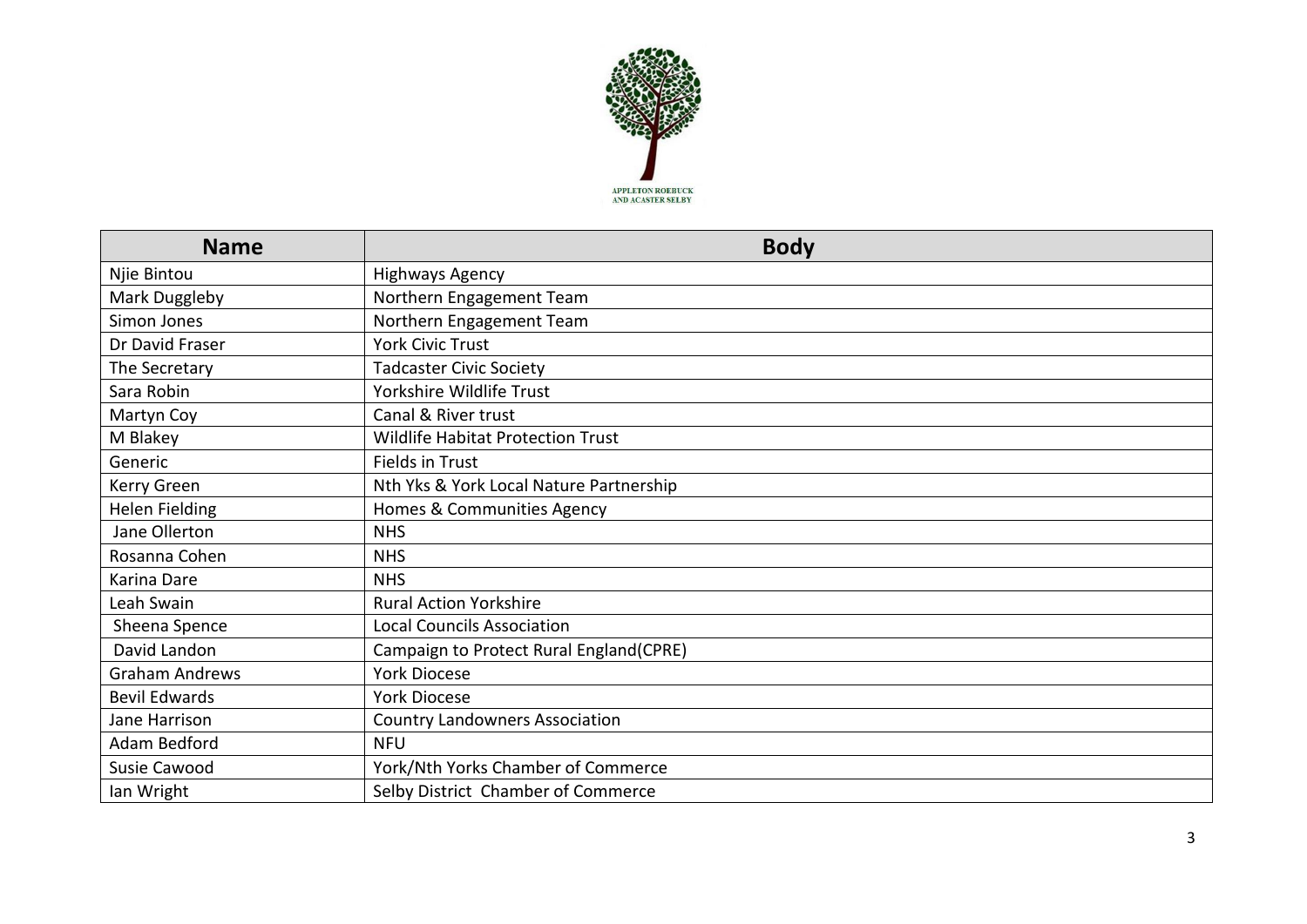| Name | Body |
| --- | --- |
| Njie Bintou | Highways Agency |
| Mark Duggleby | Northern Engagement Team |
| Simon Jones | Northern Engagement Team |
| Dr David Fraser | York Civic Trust |
| The Secretary | Tadcaster Civic Society |
| Sara Robin | Yorkshire Wildlife Trust |
| Martyn Coy | Canal & River trust |
| M Blakey | Wildlife Habitat Protection Trust |
| Generic | Fields in Trust |
| Kerry Green | Nth Yks & York Local Nature Partnership |
| Helen Fielding | Homes & Communities Agency |
| Jane Ollerton | NHS |
| Rosanna Cohen | NHS |
| Karina Dare | NHS |
| Leah Swain | Rural Action Yorkshire |
| Sheena Spence | Local Councils Association |
| David Landon | Campaign to Protect Rural England(CPRE) |
| Graham Andrews | York Diocese |
| Bevil Edwards | York Diocese |
| Jane Harrison | Country Landowners Association |
| Adam Bedford | NFU |
| Susie Cawood | York/Nth Yorks Chamber of Commerce |
| Ian Wright | Selby District Chamber of Commerce |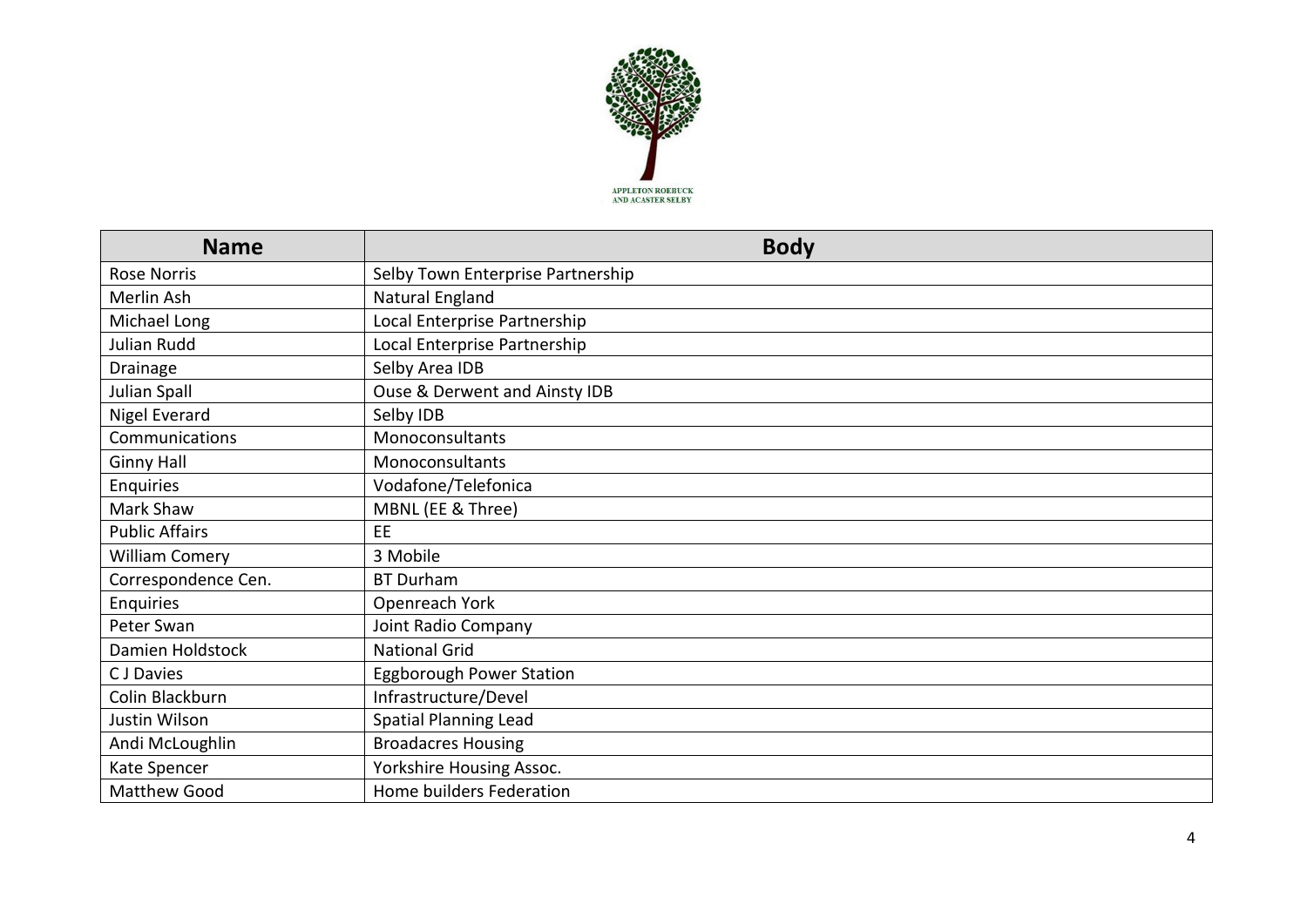APPLETON ROEBUCK AND ACASTER SELBY

| Name | Body |
| --- | --- |
| Rose Norris | Selby Town Enterprise Partnership |
| Merlin Ash | Natural England |
| Michael Long | Local Enterprise Partnership |
| Julian Rudd | Local Enterprise Partnership |
| Drainage | Selby Area IDB |
| Julian Spall | Ouse & Derwent and Ainsty IDB |
| Nigel Everard | Selby IDB |
| Communications | Monoconsultants |
| Ginny Hall | Monoconsultants |
| Enquiries | Vodafone/Telefonica |
| Mark Shaw | MBNL (EE & Three) |
| Public Affairs | EE |
| William Comery | 3 Mobile |
| Correspondence Cen. | BT Durham |
| Enquiries | Openreach York |
| Peter Swan | Joint Radio Company |
| Damien Holdstock | National Grid |
| C J Davies | Eggborough Power Station |
| Colin Blackburn | Infrastructure/Devel |
| Justin Wilson | Spatial Planning Lead |
| Andi McLoughlin | Broadacres Housing |
| Kate Spencer | Yorkshire Housing Assoc. |
| Matthew Good | Home builders Federation |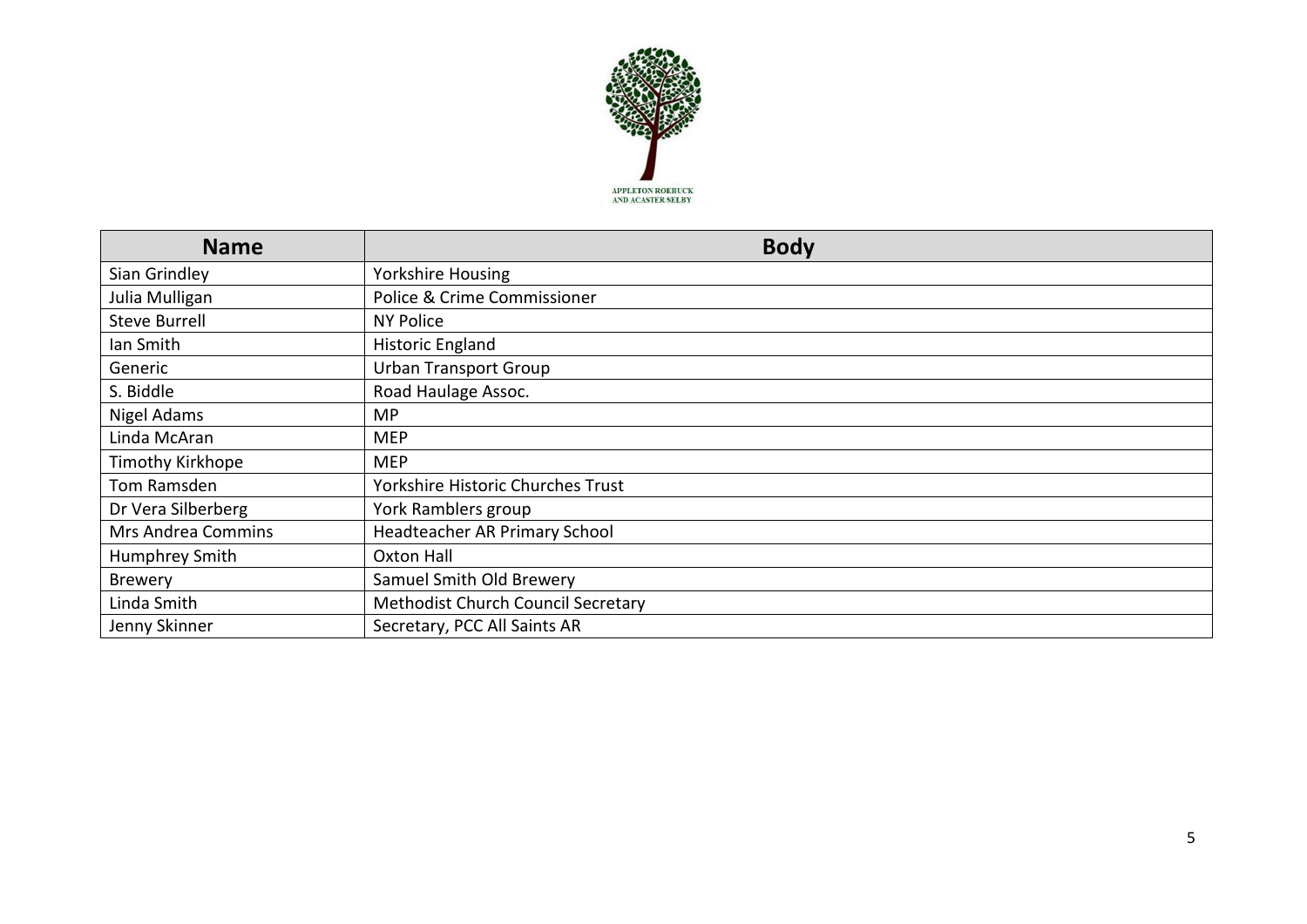APPLETON ROEBUCK
AND ACASTER SELBY

| Name | Body |
| --- | --- |
| Sian Grindley | Yorkshire Housing |
| Julia Mulligan | Police & Crime Commissioner |
| Steve Burrell | NY Police |
| Ian Smith | Historic England |
| Generic | Urban Transport Group |
| S. Biddle | Road Haulage Assoc. |
| Nigel Adams | MP |
| Linda McAran | MEP |
| Timothy Kirkhope | MEP |
| Tom Ramsden | Yorkshire Historic Churches Trust |
| Dr Vera Silberberg | York Ramblers group |
| Mrs Andrea Commins | Headteacher AR Primary School |
| Humphrey Smith | Oxton Hall |
| Brewery | Samuel Smith Old Brewery |
| Linda Smith | Methodist Church Council Secretary |
| Jenny Skinner | Secretary, PCC All Saints AR |